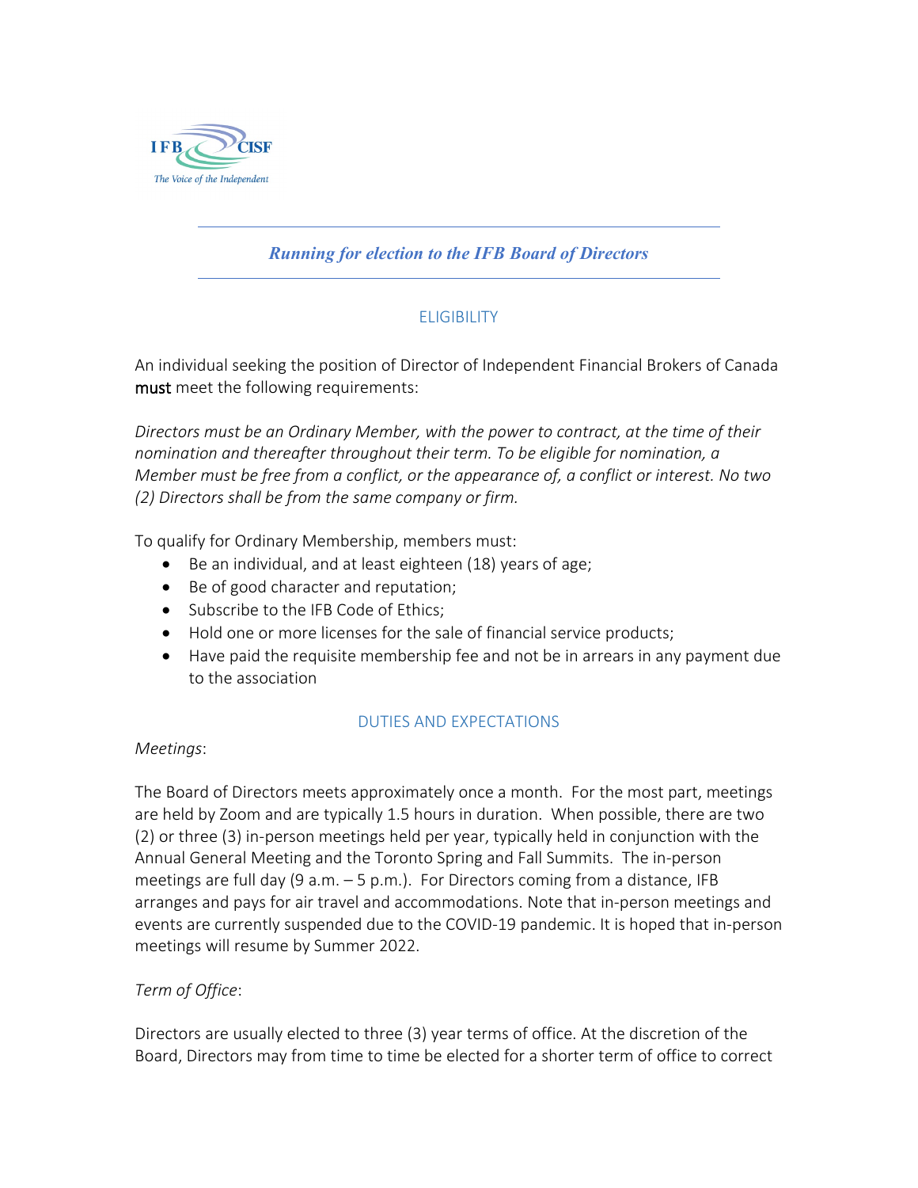IFB CISF

*The Voice of the Independent*

# *Running for election to the IFB Board of Directors*

## ELIGIBILITY

An individual seeking the position of Director of Independent Financial Brokers of Canada must meet the following requirements:

*Directors must be an Ordinary Member, with the power to contract, at the time of their nomination and thereafter throughout their term. To be eligible for nomination, a Member must be free from a conflict, or the appearance of, a conflict or interest. No two (2) Directors shall be from the same company or firm.*

To qualify for Ordinary Membership, members must:

- Be an individual, and at least eighteen (18) years of age;
- Be of good character and reputation;
- Subscribe to the IFB Code of Ethics;
- Hold one or more licenses for the sale of financial service products;
- Have paid the requisite membership fee and not be in arrears in any payment due to the association

## DUTIES AND EXPECTATIONS

*Meetings*:

The Board of Directors meets approximately once a month. For the most part, meetings are held by Zoom and are typically 1.5 hours in duration. When possible, there are two (2) or three (3) in-person meetings held per year, typically held in conjunction with the Annual General Meeting and the Toronto Spring and Fall Summits. The in-person meetings are full day (9 a.m. – 5 p.m.). For Directors coming from a distance, IFB arranges and pays for air travel and accommodations. Note that in-person meetings and events are currently suspended due to the COVID-19 pandemic. It is hoped that in-person meetings will resume by Summer 2022.

*Term of Office*:

Directors are usually elected to three (3) year terms of office. At the discretion of the Board, Directors may from time to time be elected for a shorter term of office to correct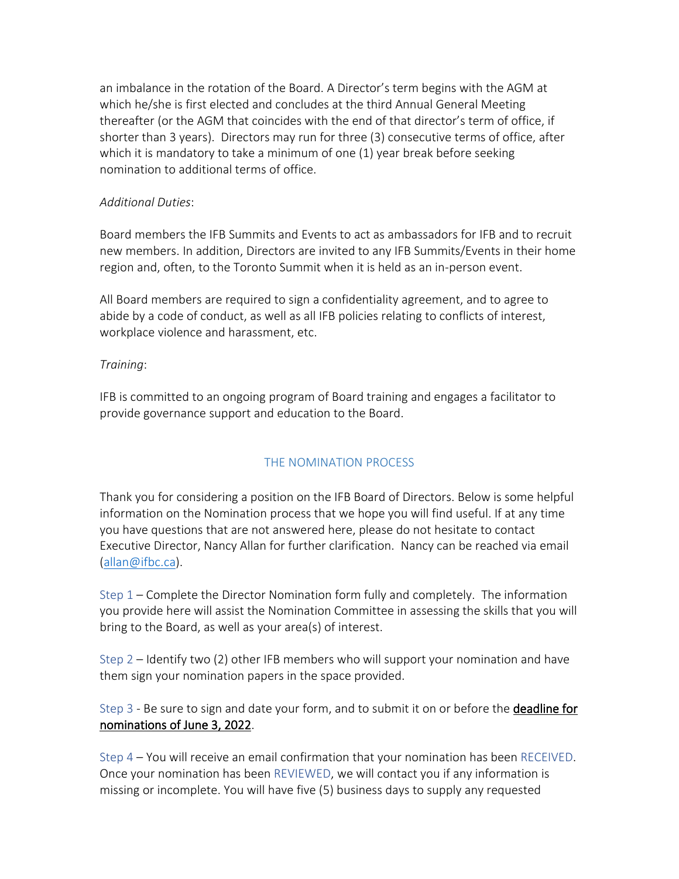an imbalance in the rotation of the Board. A Director's term begins with the AGM at which he/she is first elected and concludes at the third Annual General Meeting thereafter (or the AGM that coincides with the end of that director's term of office, if shorter than 3 years). Directors may run for three (3) consecutive terms of office, after which it is mandatory to take a minimum of one (1) year break before seeking nomination to additional terms of office.

*Additional Duties*:

Board members the IFB Summits and Events to act as ambassadors for IFB and to recruit new members. In addition, Directors are invited to any IFB Summits/Events in their home region and, often, to the Toronto Summit when it is held as an in-person event.

All Board members are required to sign a confidentiality agreement, and to agree to abide by a code of conduct, as well as all IFB policies relating to conflicts of interest, workplace violence and harassment, etc.

*Training*:

IFB is committed to an ongoing program of Board training and engages a facilitator to provide governance support and education to the Board.

## THE NOMINATION PROCESS

Thank you for considering a position on the IFB Board of Directors. Below is some helpful information on the Nomination process that we hope you will find useful. If at any time you have questions that are not answered here, please do not hesitate to contact Executive Director, Nancy Allan for further clarification. Nancy can be reached via email (allan@ifbc.ca).

Step 1 – Complete the Director Nomination form fully and completely. The information you provide here will assist the Nomination Committee in assessing the skills that you will bring to the Board, as well as your area(s) of interest.

Step 2 – Identify two (2) other IFB members who will support your nomination and have them sign your nomination papers in the space provided.

Step 3 - Be sure to sign and date your form, and to submit it on or before the **deadline for nominations of June 3, 2022**.

Step 4 – You will receive an email confirmation that your nomination has been RECEIVED. Once your nomination has been REVIEWED, we will contact you if any information is missing or incomplete. You will have five (5) business days to supply any requested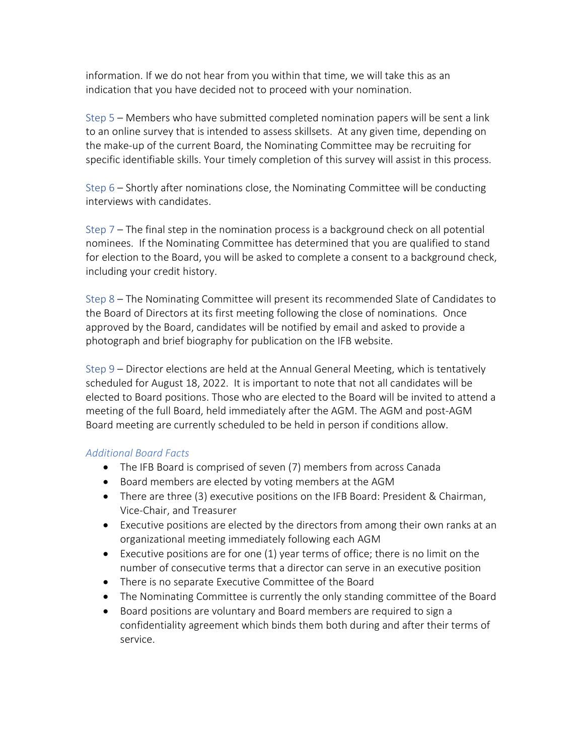information. If we do not hear from you within that time, we will take this as an indication that you have decided not to proceed with your nomination.

Step 5 – Members who have submitted completed nomination papers will be sent a link to an online survey that is intended to assess skillsets. At any given time, depending on the make-up of the current Board, the Nominating Committee may be recruiting for specific identifiable skills. Your timely completion of this survey will assist in this process.

Step 6 – Shortly after nominations close, the Nominating Committee will be conducting interviews with candidates.

Step 7 – The final step in the nomination process is a background check on all potential nominees. If the Nominating Committee has determined that you are qualified to stand for election to the Board, you will be asked to complete a consent to a background check, including your credit history.

Step 8 – The Nominating Committee will present its recommended Slate of Candidates to the Board of Directors at its first meeting following the close of nominations. Once approved by the Board, candidates will be notified by email and asked to provide a photograph and brief biography for publication on the IFB website.

Step 9 – Director elections are held at the Annual General Meeting, which is tentatively scheduled for August 18, 2022. It is important to note that not all candidates will be elected to Board positions. Those who are elected to the Board will be invited to attend a meeting of the full Board, held immediately after the AGM. The AGM and post-AGM Board meeting are currently scheduled to be held in person if conditions allow.

### *Additional Board Facts*

- The IFB Board is comprised of seven (7) members from across Canada
- Board members are elected by voting members at the AGM
- There are three (3) executive positions on the IFB Board: President & Chairman, Vice-Chair, and Treasurer
- Executive positions are elected by the directors from among their own ranks at an organizational meeting immediately following each AGM
- Executive positions are for one (1) year terms of office; there is no limit on the number of consecutive terms that a director can serve in an executive position
- There is no separate Executive Committee of the Board
- The Nominating Committee is currently the only standing committee of the Board
- Board positions are voluntary and Board members are required to sign a confidentiality agreement which binds them both during and after their terms of service.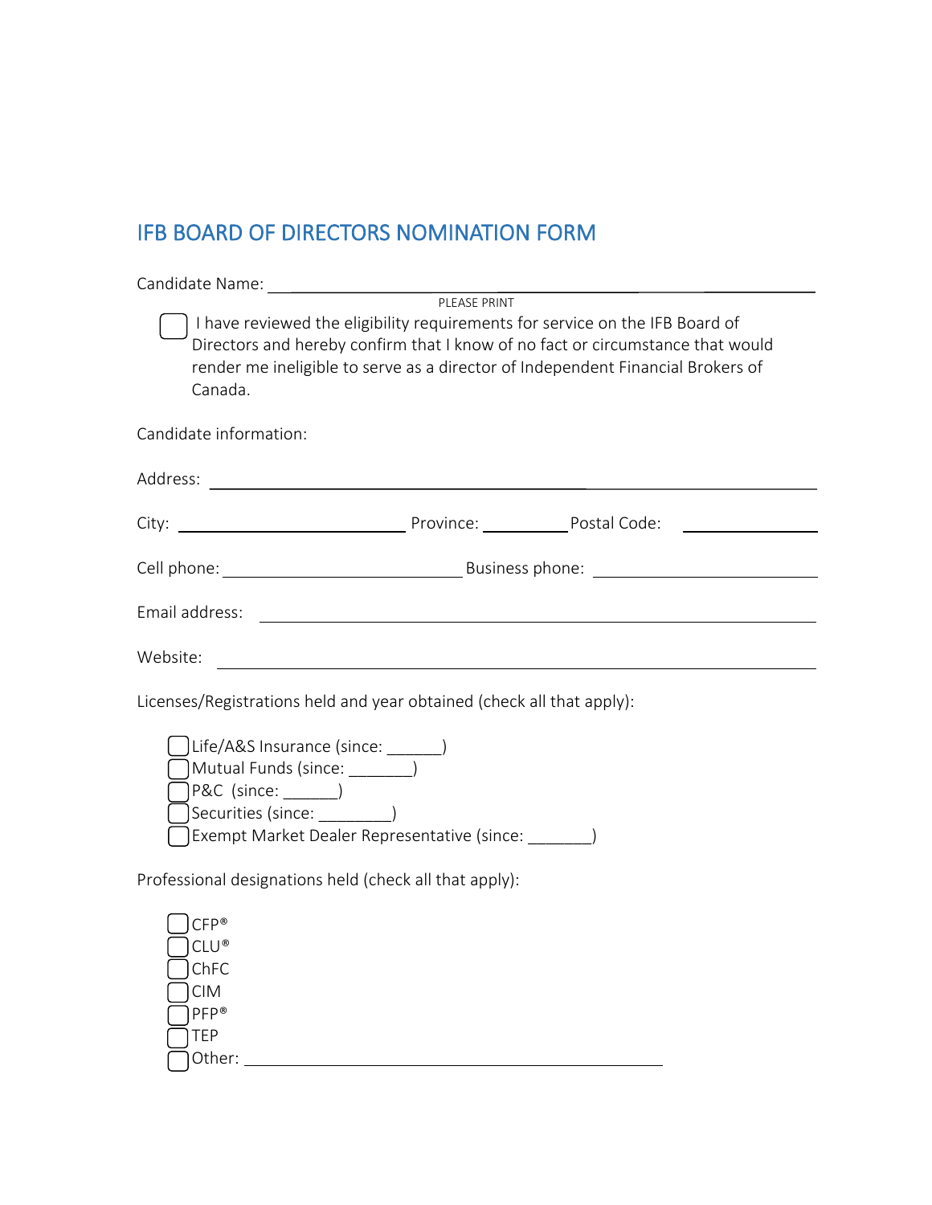## IFB BOARD OF DIRECTORS NOMINATION FORM

Candidate Name: ______________________________________________
PLEASE PRINT

☐ I have reviewed the eligibility requirements for service on the IFB Board of Directors and hereby confirm that I know of no fact or circumstance that would render me ineligible to serve as a director of Independent Financial Brokers of Canada.

Candidate information:

Address: ______________________________________________

City: ____________________ Province: __________ Postal Code: ____________

Cell phone: ____________________ Business phone: ____________________

Email address: ______________________________________________

Website: ______________________________________________

Licenses/Registrations held and year obtained (check all that apply):

- ☐ Life/A&S Insurance (since: ______)
- ☐ Mutual Funds (since: _______)
- ☐ P&C (since: ______)
- ☐ Securities (since: ________)
- ☐ Exempt Market Dealer Representative (since: _______)

Professional designations held (check all that apply):

- ☐ CFP®
- ☐ CLU®
- ☐ ChFC
- ☐ CIM
- ☐ PFP®
- ☐ TEP
- ☐ Other: ______________________________________________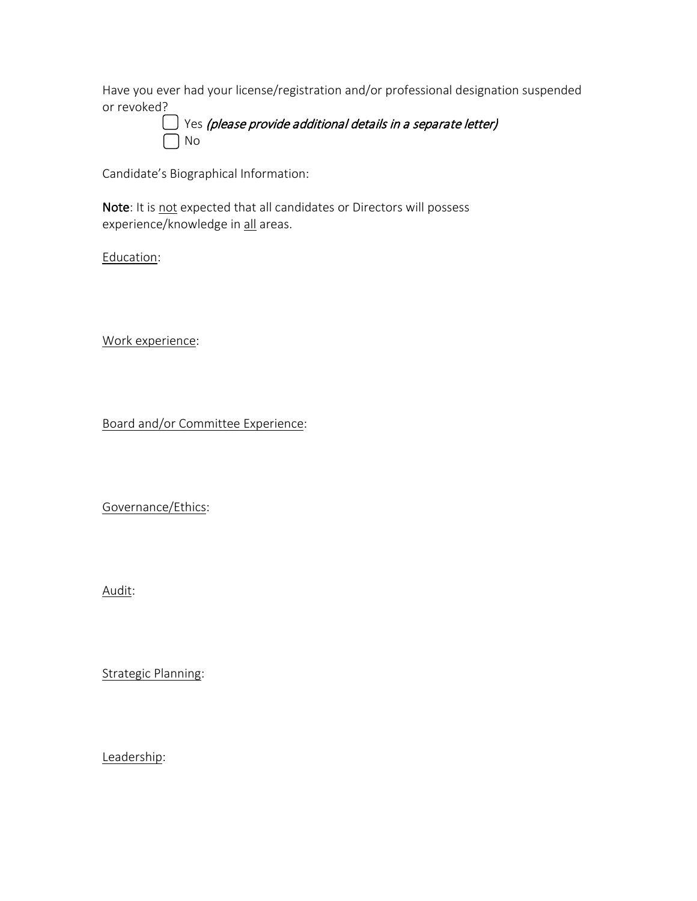Have you ever had your license/registration and/or professional designation suspended or revoked?

- ☐ Yes *(please provide additional details in a separate letter)*
- ☐ No

Candidate's Biographical Information:

**Note**: It is <u>not</u> expected that all candidates or Directors will possess experience/knowledge in <u>all</u> areas.

<u>Education</u>:

<u>Work experience</u>:

<u>Board and/or Committee Experience</u>:

<u>Governance/Ethics</u>:

<u>Audit</u>:

<u>Strategic Planning</u>:

<u>Leadership</u>: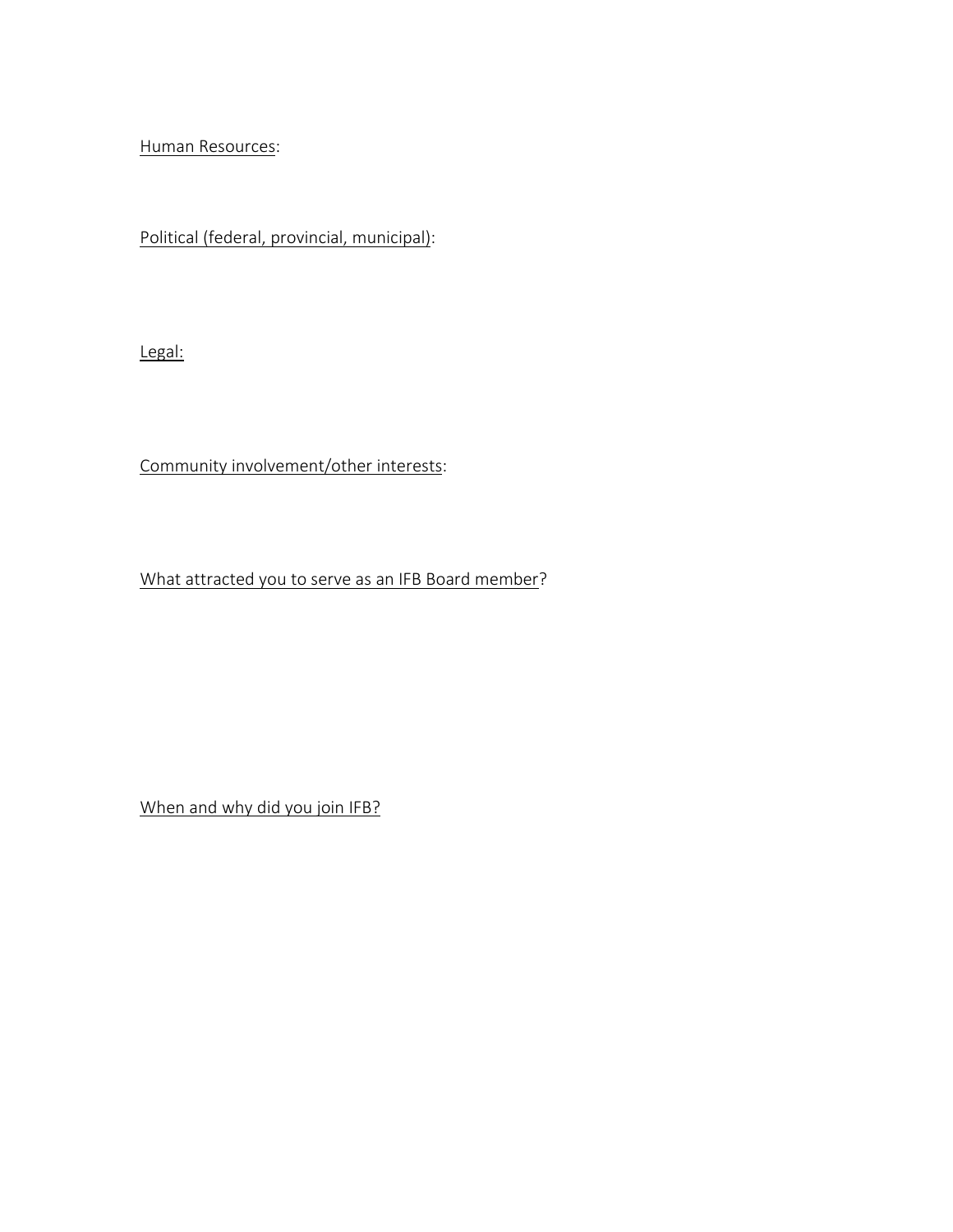<u>Human Resources</u>:

<u>Political (federal, provincial, municipal)</u>:

<u>Legal:</u>

<u>Community involvement/other interests</u>:

<u>What attracted you to serve as an IFB Board member</u>?

<u>When and why did you join IFB?</u>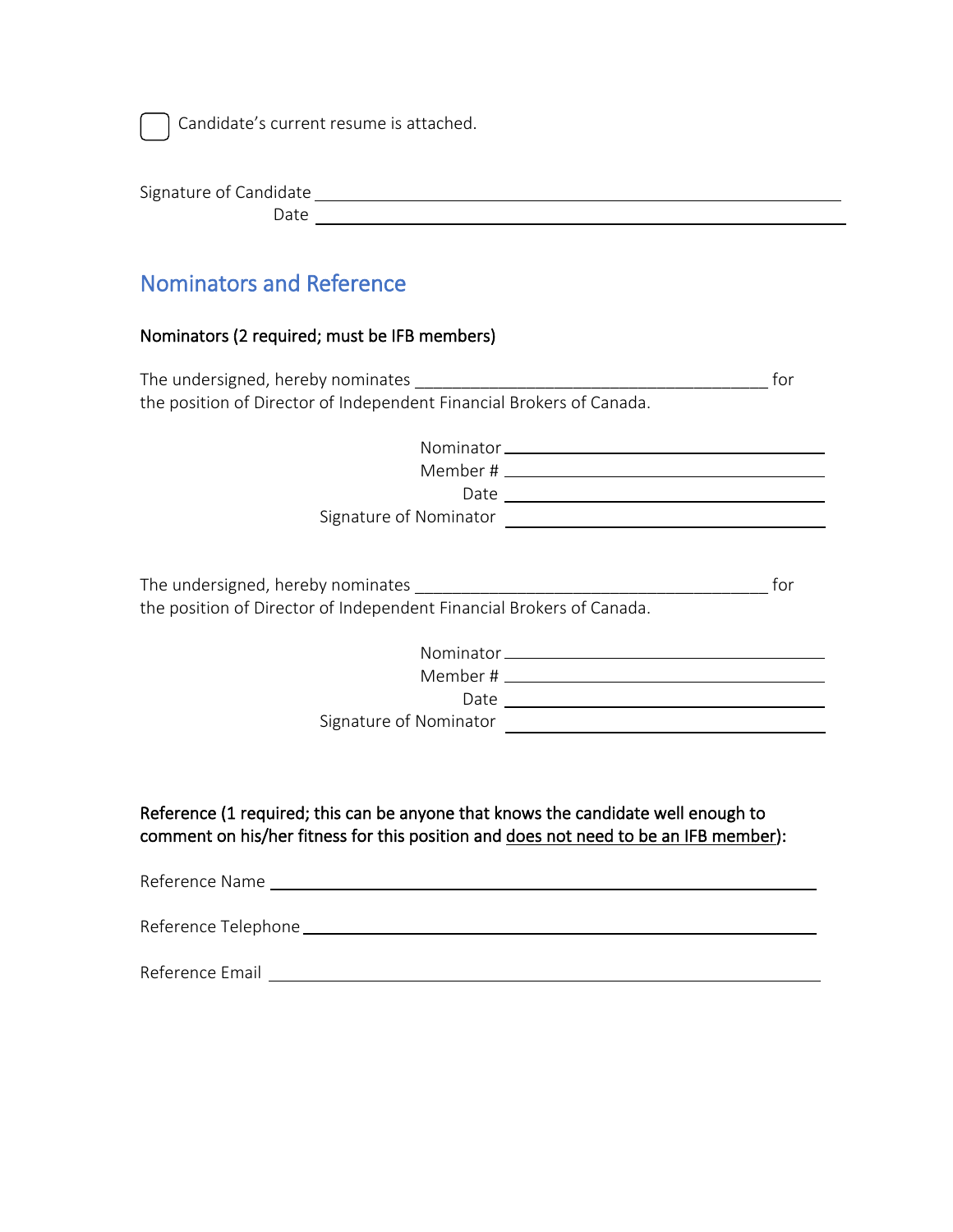☐ Candidate's current resume is attached.

Signature of Candidate ______________________________

Date ______________________________

## Nominators and Reference

**Nominators (2 required; must be IFB members)**

The undersigned, hereby nominates ______________________________ for the position of Director of Independent Financial Brokers of Canada.

Nominator ______________________________

Member # ______________________________

Date ______________________________

Signature of Nominator ______________________________

The undersigned, hereby nominates ______________________________ for the position of Director of Independent Financial Brokers of Canada.

Nominator ______________________________

Member # ______________________________

Date ______________________________

Signature of Nominator ______________________________

**Reference (1 required; this can be anyone that knows the candidate well enough to comment on his/her fitness for this position and <u>does not need to be an IFB member</u>):**

Reference Name ______________________________

Reference Telephone ______________________________

Reference Email ______________________________